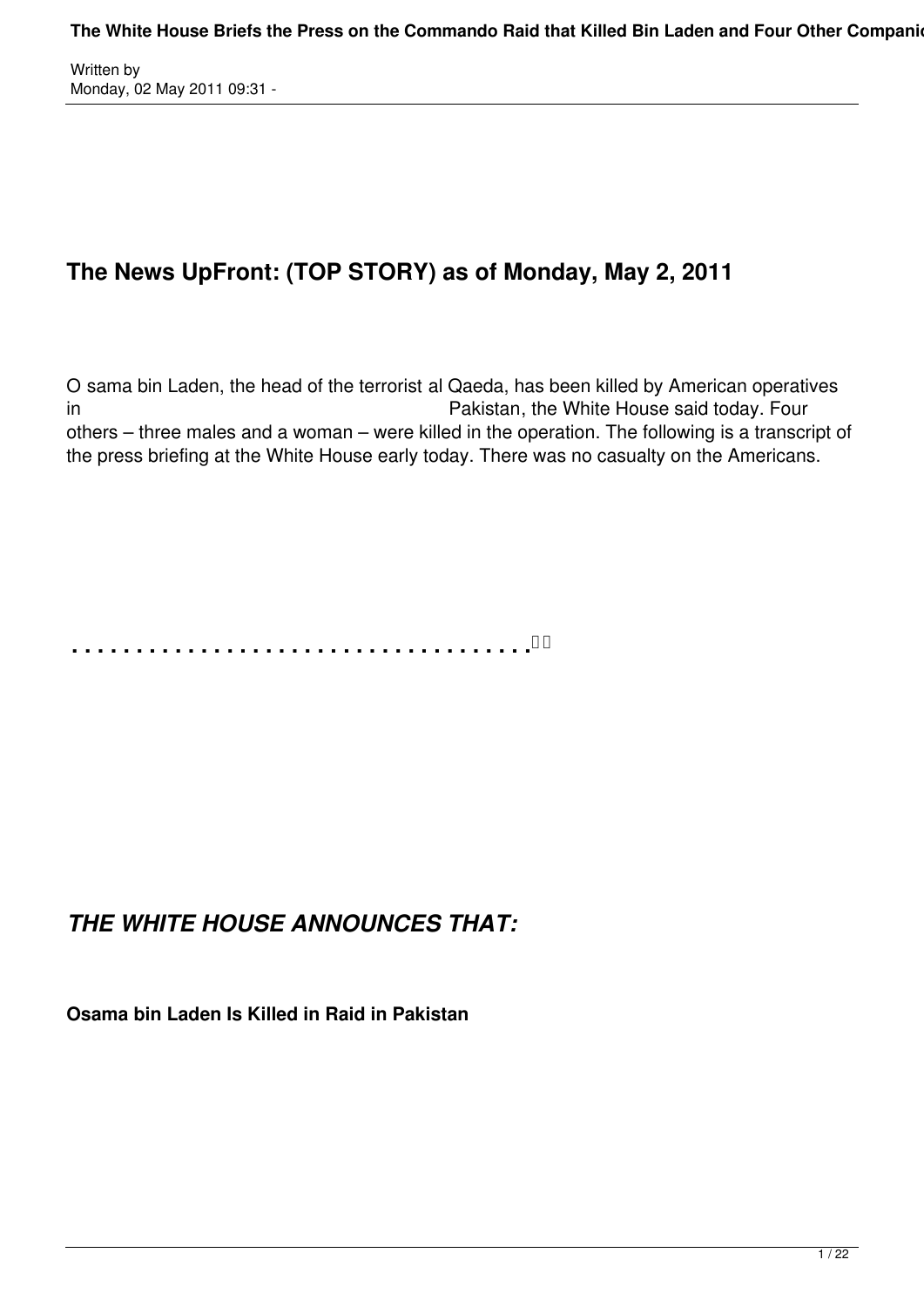Written by
Monday, 02 May 2011 09:31 -

## The News UpFront: (TOP STORY) as of Monday, May 2, 2011

O sama bin Laden, the head of the terrorist al Qaeda, has been killed by American operatives in Pakistan, the White House said today. Four others – three males and a woman – were killed in the operation. The following is a transcript of the press briefing at the White House early today. There was no casualty on the Americans.

**. . . . . . . . . . . . . . . . . . . . . . . . . . . . . . . . . .**

## *THE WHITE HOUSE ANNOUNCES THAT:*

**Osama bin Laden Is Killed in Raid in Pakistan**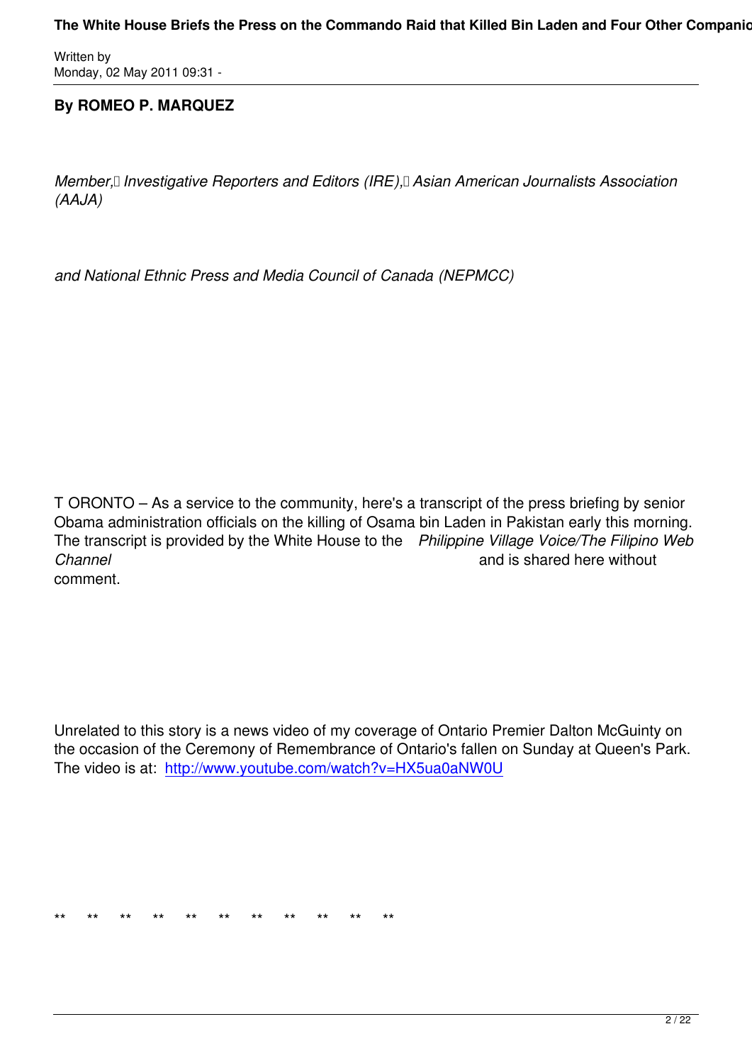**By ROMEO P. MARQUEZ**

*Member, Investigative Reporters and Editors (IRE), Asian American Journalists Association (AAJA)*

*and National Ethnic Press and Media Council of Canada (NEPMCC)*

T ORONTO – As a service to the community, here's a transcript of the press briefing by senior Obama administration officials on the killing of Osama bin Laden in Pakistan early this morning. The transcript is provided by the White House to the *Philippine Village Voice/The Filipino Web Channel* and is shared here without comment.

Unrelated to this story is a news video of my coverage of Ontario Premier Dalton McGuinty on the occasion of the Ceremony of Remembrance of Ontario's fallen on Sunday at Queen's Park. The video is at: http://www.youtube.com/watch?v=HX5ua0aNW0U

** ** ** ** ** ** ** ** ** ** **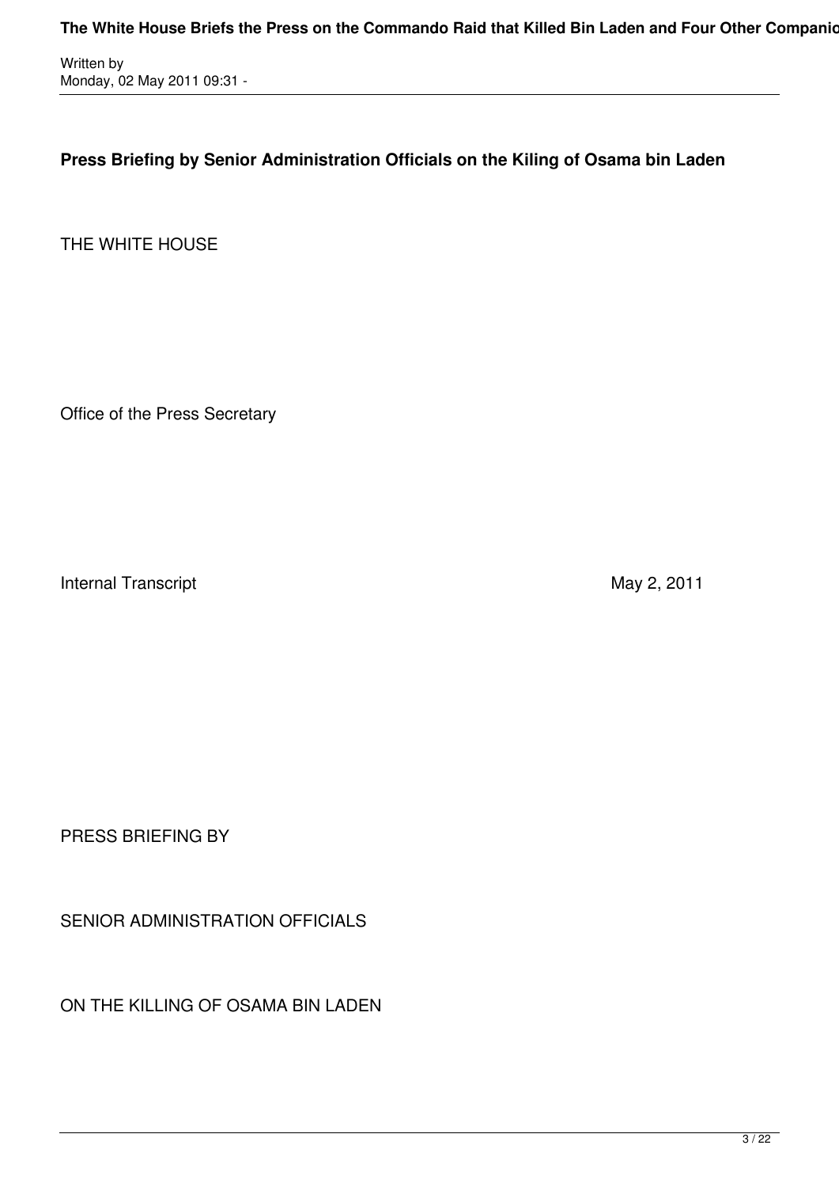**Press Briefing by Senior Administration Officials on the Kiling of Osama bin Laden**

THE WHITE HOUSE

Office of the Press Secretary

Internal Transcript May 2, 2011

PRESS BRIEFING BY

SENIOR ADMINISTRATION OFFICIALS

ON THE KILLING OF OSAMA BIN LADEN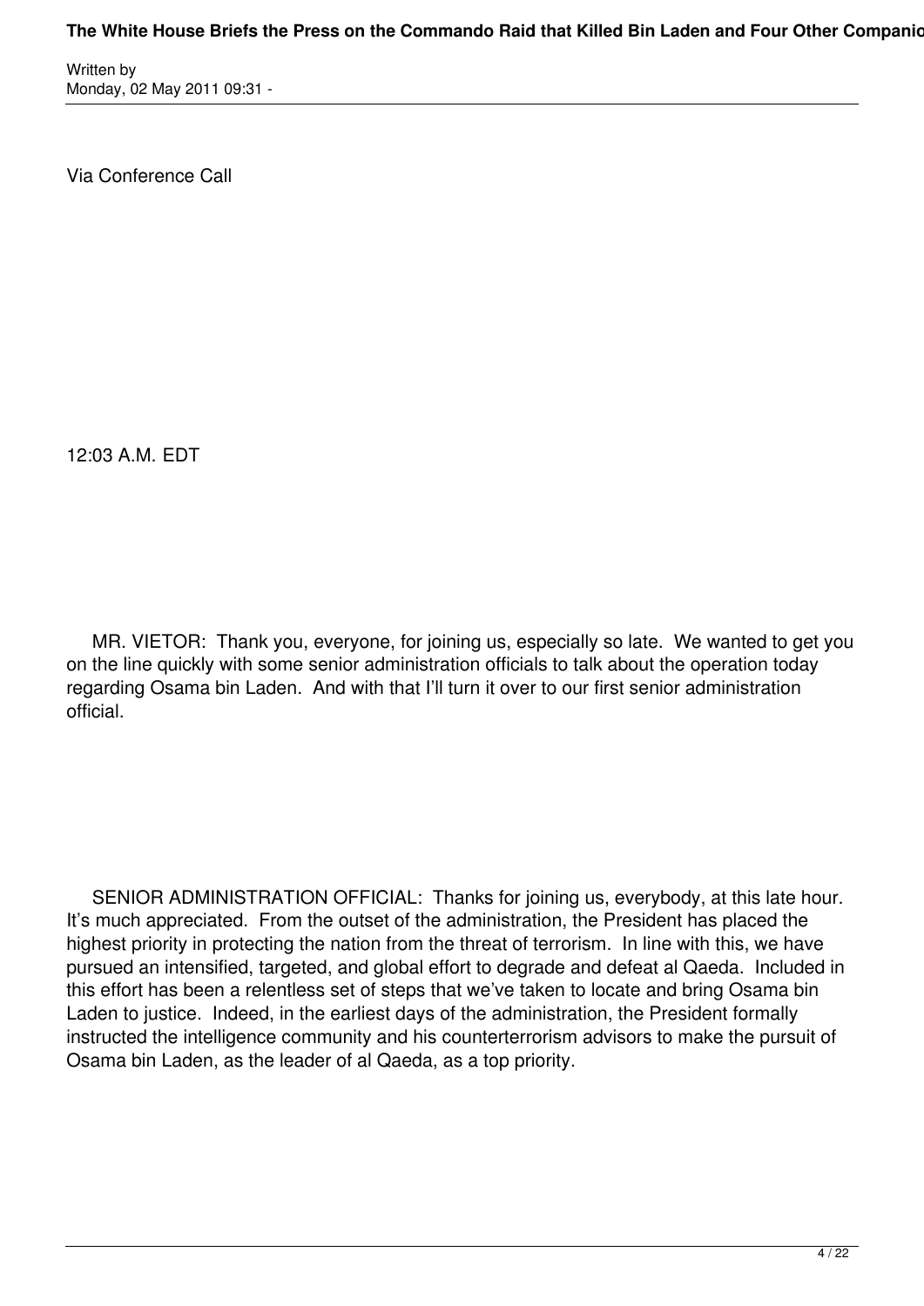Via Conference Call

12:03 A.M. EDT

MR. VIETOR: Thank you, everyone, for joining us, especially so late. We wanted to get you on the line quickly with some senior administration officials to talk about the operation today regarding Osama bin Laden. And with that I'll turn it over to our first senior administration official.

SENIOR ADMINISTRATION OFFICIAL: Thanks for joining us, everybody, at this late hour. It's much appreciated. From the outset of the administration, the President has placed the highest priority in protecting the nation from the threat of terrorism. In line with this, we have pursued an intensified, targeted, and global effort to degrade and defeat al Qaeda. Included in this effort has been a relentless set of steps that we've taken to locate and bring Osama bin Laden to justice. Indeed, in the earliest days of the administration, the President formally instructed the intelligence community and his counterterrorism advisors to make the pursuit of Osama bin Laden, as the leader of al Qaeda, as a top priority.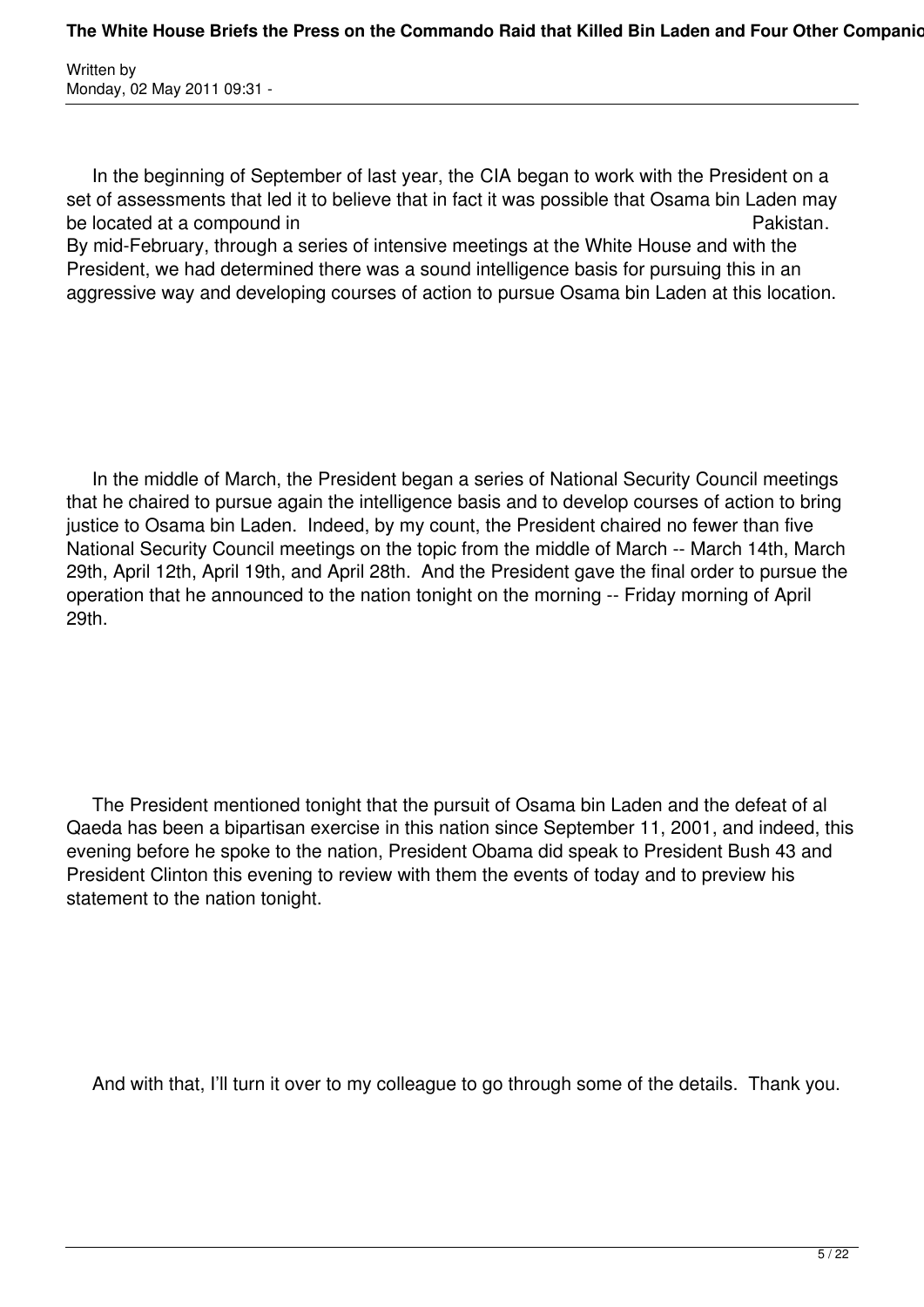In the beginning of September of last year, the CIA began to work with the President on a set of assessments that led it to believe that in fact it was possible that Osama bin Laden may be located at a compound in Pakistan. By mid-February, through a series of intensive meetings at the White House and with the President, we had determined there was a sound intelligence basis for pursuing this in an aggressive way and developing courses of action to pursue Osama bin Laden at this location.

In the middle of March, the President began a series of National Security Council meetings that he chaired to pursue again the intelligence basis and to develop courses of action to bring justice to Osama bin Laden. Indeed, by my count, the President chaired no fewer than five National Security Council meetings on the topic from the middle of March -- March 14th, March 29th, April 12th, April 19th, and April 28th. And the President gave the final order to pursue the operation that he announced to the nation tonight on the morning -- Friday morning of April 29th.

The President mentioned tonight that the pursuit of Osama bin Laden and the defeat of al Qaeda has been a bipartisan exercise in this nation since September 11, 2001, and indeed, this evening before he spoke to the nation, President Obama did speak to President Bush 43 and President Clinton this evening to review with them the events of today and to preview his statement to the nation tonight.

And with that, I'll turn it over to my colleague to go through some of the details. Thank you.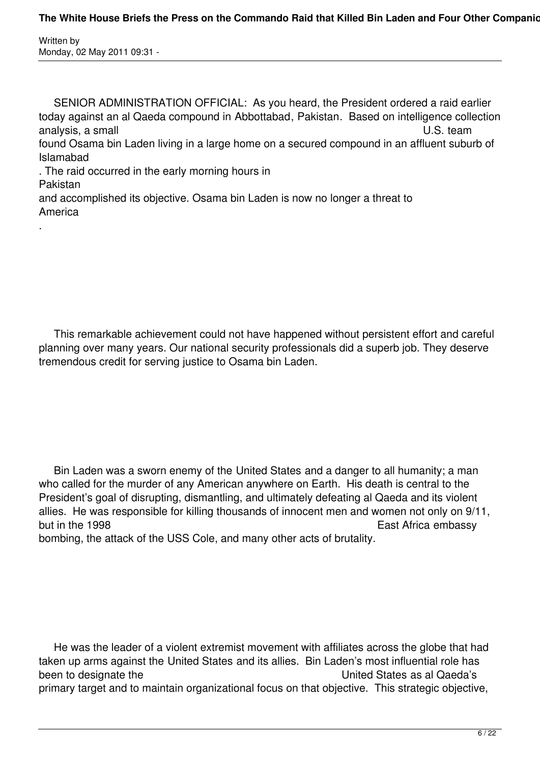SENIOR ADMINISTRATION OFFICIAL: As you heard, the President ordered a raid earlier today against an al Qaeda compound in Abbottabad, Pakistan. Based on intelligence collection analysis, a small U.S. team found Osama bin Laden living in a large home on a secured compound in an affluent suburb of Islamabad. The raid occurred in the early morning hours in Pakistan and accomplished its objective. Osama bin Laden is now no longer a threat to America.

This remarkable achievement could not have happened without persistent effort and careful planning over many years. Our national security professionals did a superb job. They deserve tremendous credit for serving justice to Osama bin Laden.

Bin Laden was a sworn enemy of the United States and a danger to all humanity; a man who called for the murder of any American anywhere on Earth. His death is central to the President's goal of disrupting, dismantling, and ultimately defeating al Qaeda and its violent allies. He was responsible for killing thousands of innocent men and women not only on 9/11, but in the 1998 East Africa embassy bombing, the attack of the USS Cole, and many other acts of brutality.

He was the leader of a violent extremist movement with affiliates across the globe that had taken up arms against the United States and its allies. Bin Laden's most influential role has been to designate the United States as al Qaeda's primary target and to maintain organizational focus on that objective. This strategic objective,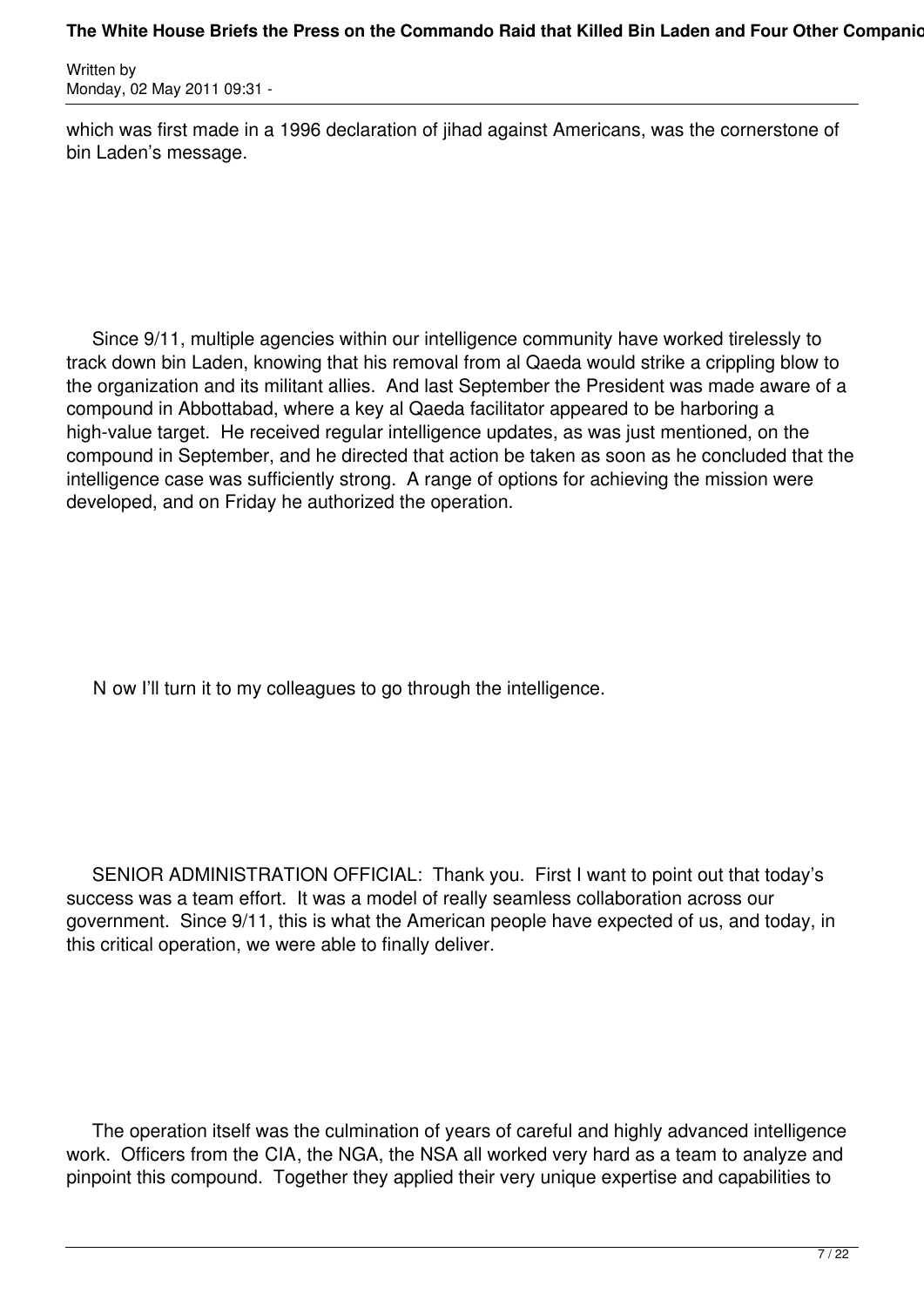which was first made in a 1996 declaration of jihad against Americans, was the cornerstone of bin Laden's message.

Since 9/11, multiple agencies within our intelligence community have worked tirelessly to track down bin Laden, knowing that his removal from al Qaeda would strike a crippling blow to the organization and its militant allies. And last September the President was made aware of a compound in Abbottabad, where a key al Qaeda facilitator appeared to be harboring a high-value target. He received regular intelligence updates, as was just mentioned, on the compound in September, and he directed that action be taken as soon as he concluded that the intelligence case was sufficiently strong. A range of options for achieving the mission were developed, and on Friday he authorized the operation.

N ow I'll turn it to my colleagues to go through the intelligence.

SENIOR ADMINISTRATION OFFICIAL: Thank you. First I want to point out that today's success was a team effort. It was a model of really seamless collaboration across our government. Since 9/11, this is what the American people have expected of us, and today, in this critical operation, we were able to finally deliver.

The operation itself was the culmination of years of careful and highly advanced intelligence work. Officers from the CIA, the NGA, the NSA all worked very hard as a team to analyze and pinpoint this compound. Together they applied their very unique expertise and capabilities to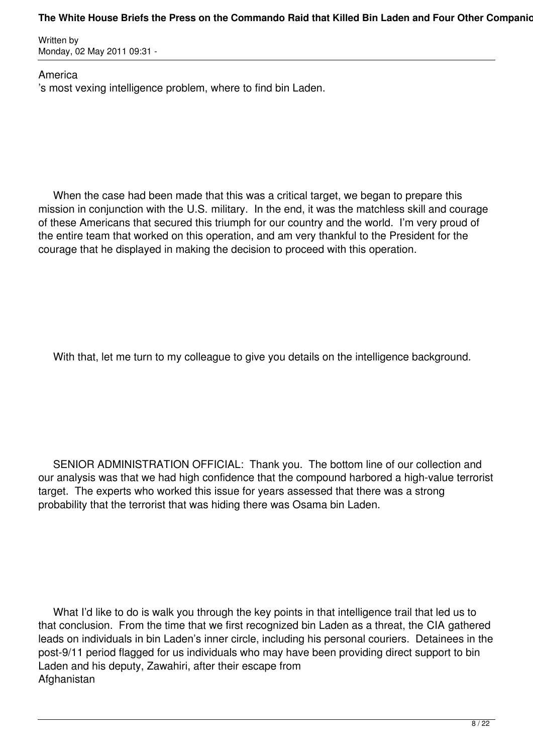America's most vexing intelligence problem, where to find bin Laden.

When the case had been made that this was a critical target, we began to prepare this mission in conjunction with the U.S. military. In the end, it was the matchless skill and courage of these Americans that secured this triumph for our country and the world. I'm very proud of the entire team that worked on this operation, and am very thankful to the President for the courage that he displayed in making the decision to proceed with this operation.

With that, let me turn to my colleague to give you details on the intelligence background.

SENIOR ADMINISTRATION OFFICIAL: Thank you. The bottom line of our collection and our analysis was that we had high confidence that the compound harbored a high-value terrorist target. The experts who worked this issue for years assessed that there was a strong probability that the terrorist that was hiding there was Osama bin Laden.

What I'd like to do is walk you through the key points in that intelligence trail that led us to that conclusion. From the time that we first recognized bin Laden as a threat, the CIA gathered leads on individuals in bin Laden's inner circle, including his personal couriers. Detainees in the post-9/11 period flagged for us individuals who may have been providing direct support to bin Laden and his deputy, Zawahiri, after their escape from Afghanistan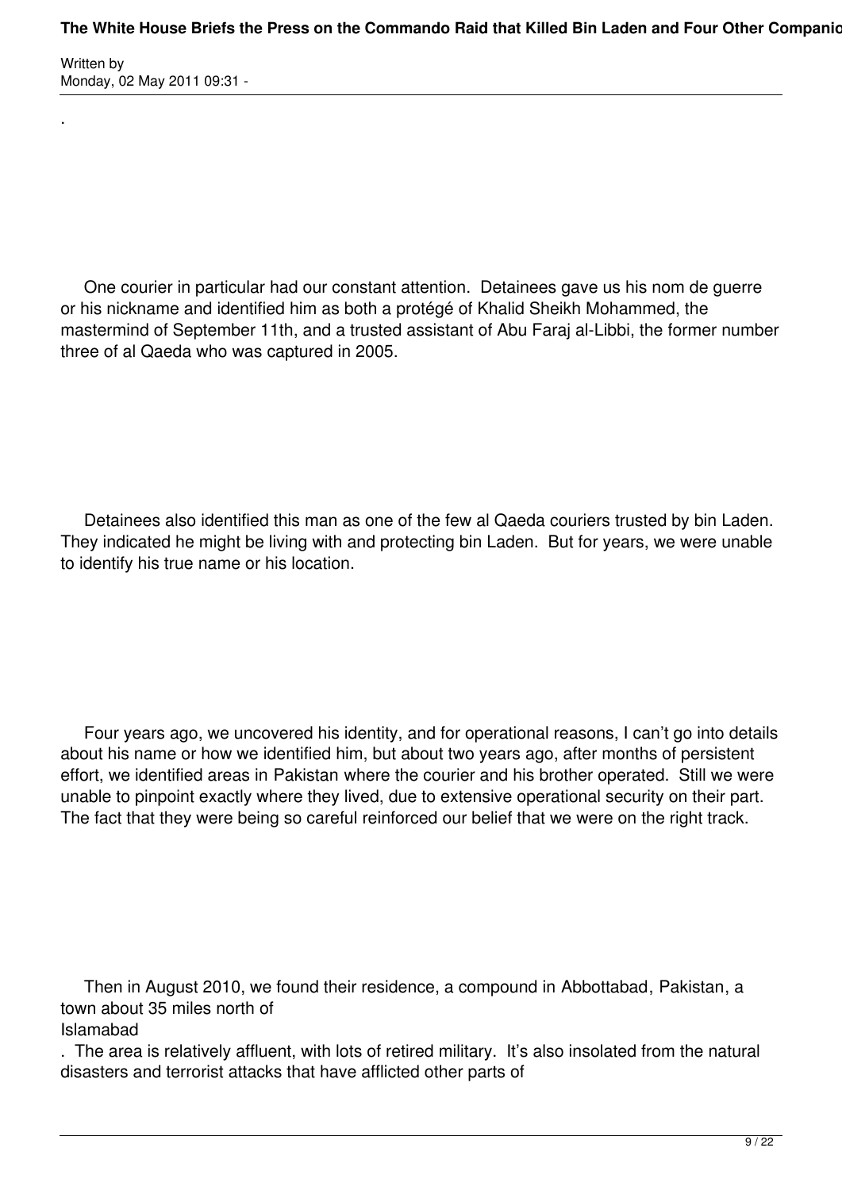.

One courier in particular had our constant attention. Detainees gave us his nom de guerre or his nickname and identified him as both a protégé of Khalid Sheikh Mohammed, the mastermind of September 11th, and a trusted assistant of Abu Faraj al-Libbi, the former number three of al Qaeda who was captured in 2005.

Detainees also identified this man as one of the few al Qaeda couriers trusted by bin Laden. They indicated he might be living with and protecting bin Laden. But for years, we were unable to identify his true name or his location.

Four years ago, we uncovered his identity, and for operational reasons, I can't go into details about his name or how we identified him, but about two years ago, after months of persistent effort, we identified areas in Pakistan where the courier and his brother operated. Still we were unable to pinpoint exactly where they lived, due to extensive operational security on their part. The fact that they were being so careful reinforced our belief that we were on the right track.

Then in August 2010, we found their residence, a compound in Abbottabad, Pakistan, a town about 35 miles north of Islamabad. The area is relatively affluent, with lots of retired military. It's also insolated from the natural disasters and terrorist attacks that have afflicted other parts of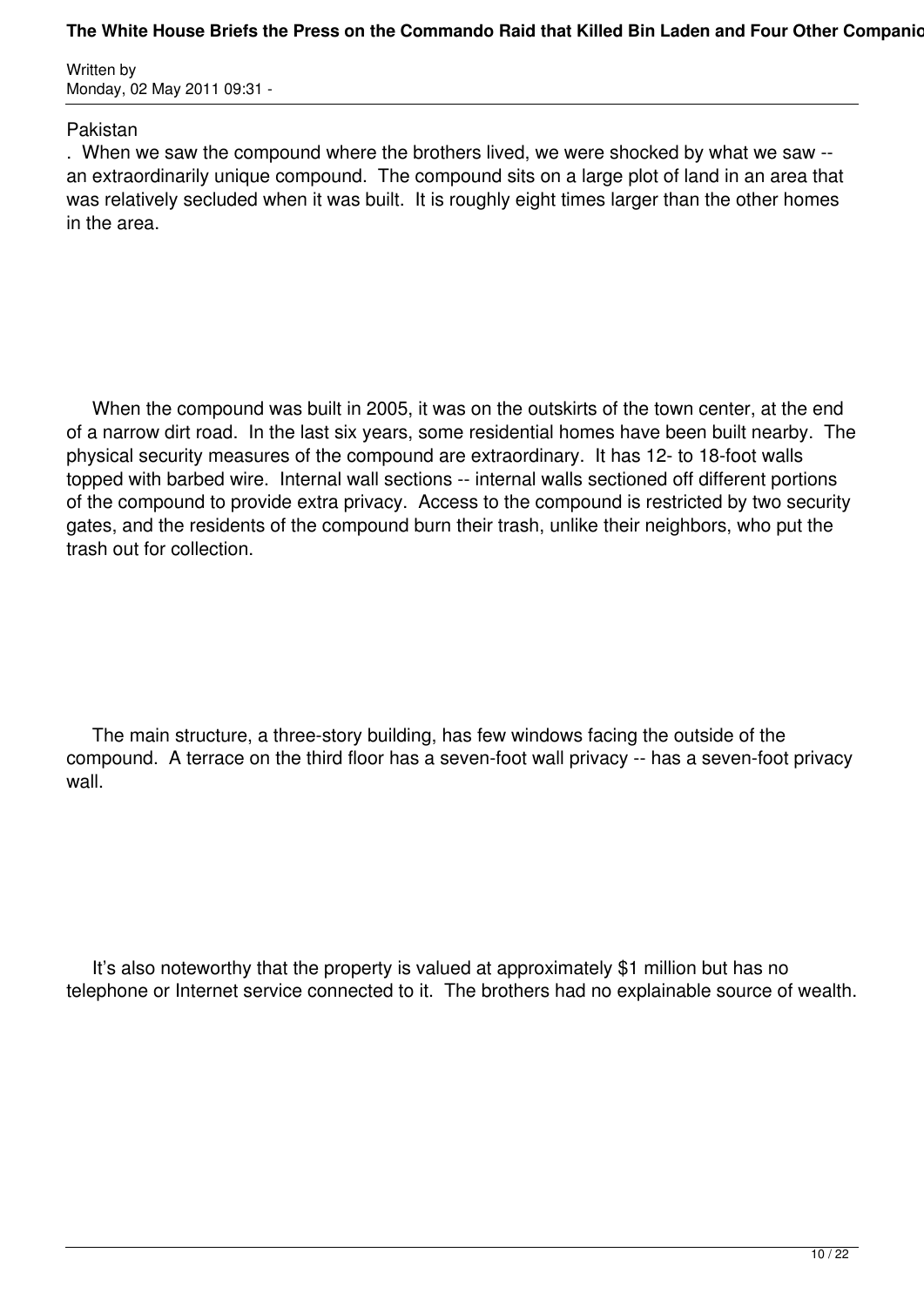Pakistan

. When we saw the compound where the brothers lived, we were shocked by what we saw -- an extraordinarily unique compound. The compound sits on a large plot of land in an area that was relatively secluded when it was built. It is roughly eight times larger than the other homes in the area.

When the compound was built in 2005, it was on the outskirts of the town center, at the end of a narrow dirt road. In the last six years, some residential homes have been built nearby. The physical security measures of the compound are extraordinary. It has 12- to 18-foot walls topped with barbed wire. Internal wall sections -- internal walls sectioned off different portions of the compound to provide extra privacy. Access to the compound is restricted by two security gates, and the residents of the compound burn their trash, unlike their neighbors, who put the trash out for collection.

The main structure, a three-story building, has few windows facing the outside of the compound. A terrace on the third floor has a seven-foot wall privacy -- has a seven-foot privacy wall.

It's also noteworthy that the property is valued at approximately $1 million but has no telephone or Internet service connected to it. The brothers had no explainable source of wealth.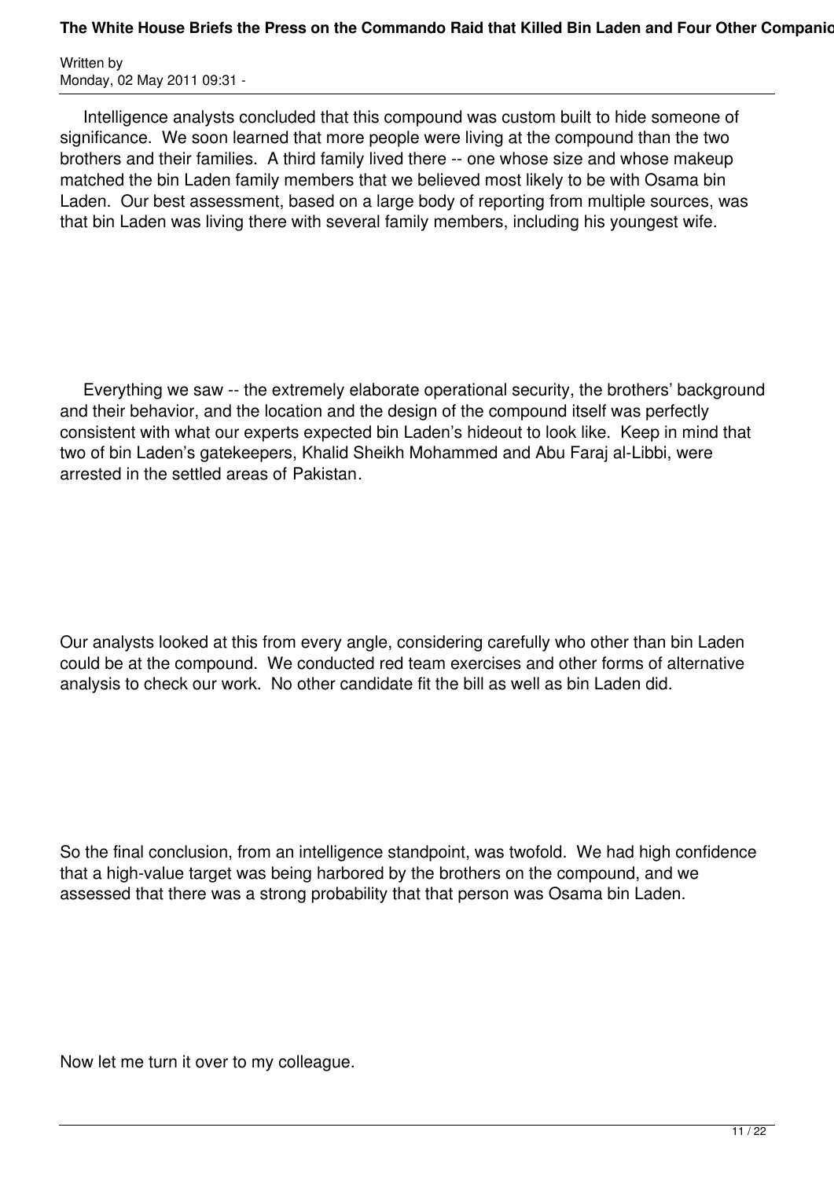Intelligence analysts concluded that this compound was custom built to hide someone of significance. We soon learned that more people were living at the compound than the two brothers and their families. A third family lived there -- one whose size and whose makeup matched the bin Laden family members that we believed most likely to be with Osama bin Laden. Our best assessment, based on a large body of reporting from multiple sources, was that bin Laden was living there with several family members, including his youngest wife.

Everything we saw -- the extremely elaborate operational security, the brothers' background and their behavior, and the location and the design of the compound itself was perfectly consistent with what our experts expected bin Laden's hideout to look like. Keep in mind that two of bin Laden's gatekeepers, Khalid Sheikh Mohammed and Abu Faraj al-Libbi, were arrested in the settled areas of Pakistan.

Our analysts looked at this from every angle, considering carefully who other than bin Laden could be at the compound. We conducted red team exercises and other forms of alternative analysis to check our work. No other candidate fit the bill as well as bin Laden did.

So the final conclusion, from an intelligence standpoint, was twofold. We had high confidence that a high-value target was being harbored by the brothers on the compound, and we assessed that there was a strong probability that that person was Osama bin Laden.

Now let me turn it over to my colleague.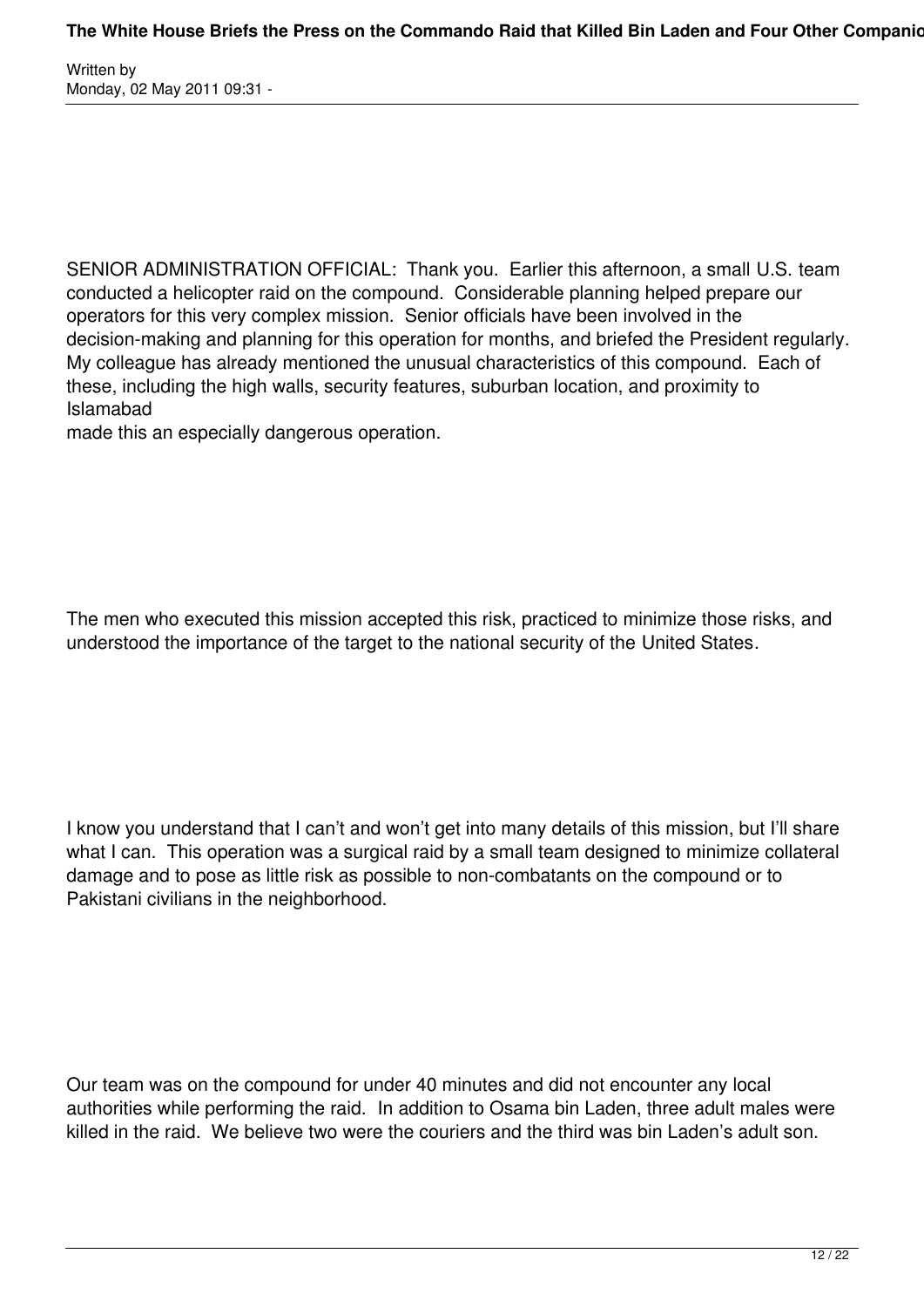SENIOR ADMINISTRATION OFFICIAL: Thank you. Earlier this afternoon, a small U.S. team conducted a helicopter raid on the compound. Considerable planning helped prepare our operators for this very complex mission. Senior officials have been involved in the decision-making and planning for this operation for months, and briefed the President regularly. My colleague has already mentioned the unusual characteristics of this compound. Each of these, including the high walls, security features, suburban location, and proximity to Islamabad made this an especially dangerous operation.

The men who executed this mission accepted this risk, practiced to minimize those risks, and understood the importance of the target to the national security of the United States.

I know you understand that I can't and won't get into many details of this mission, but I'll share what I can. This operation was a surgical raid by a small team designed to minimize collateral damage and to pose as little risk as possible to non-combatants on the compound or to Pakistani civilians in the neighborhood.

Our team was on the compound for under 40 minutes and did not encounter any local authorities while performing the raid. In addition to Osama bin Laden, three adult males were killed in the raid. We believe two were the couriers and the third was bin Laden's adult son.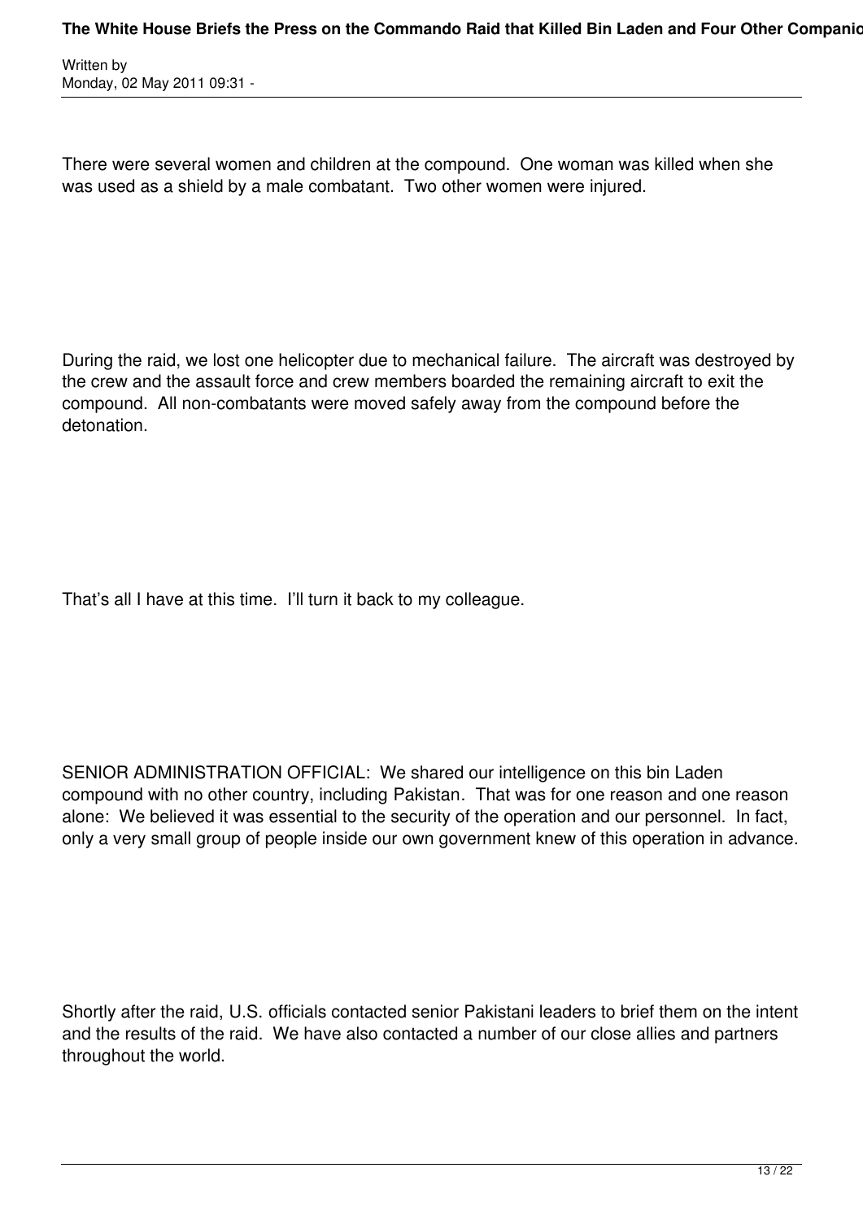There were several women and children at the compound. One woman was killed when she was used as a shield by a male combatant. Two other women were injured.

During the raid, we lost one helicopter due to mechanical failure. The aircraft was destroyed by the crew and the assault force and crew members boarded the remaining aircraft to exit the compound. All non-combatants were moved safely away from the compound before the detonation.

That’s all I have at this time. I’ll turn it back to my colleague.

SENIOR ADMINISTRATION OFFICIAL: We shared our intelligence on this bin Laden compound with no other country, including Pakistan. That was for one reason and one reason alone: We believed it was essential to the security of the operation and our personnel. In fact, only a very small group of people inside our own government knew of this operation in advance.

Shortly after the raid, U.S. officials contacted senior Pakistani leaders to brief them on the intent and the results of the raid. We have also contacted a number of our close allies and partners throughout the world.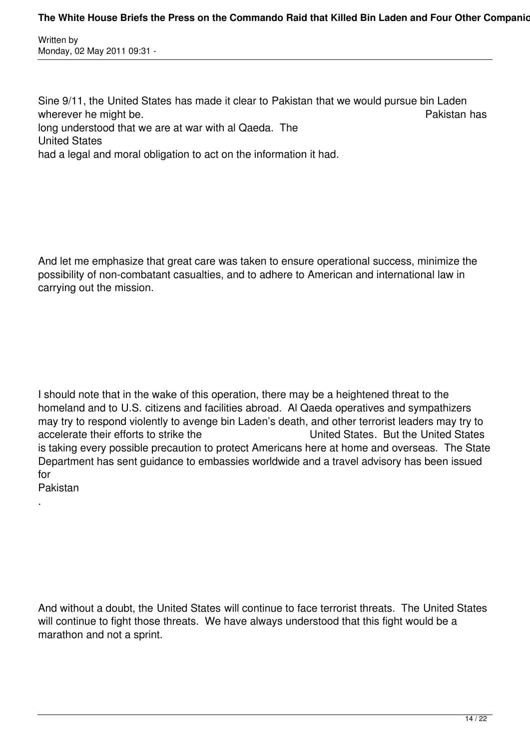Sine 9/11, the United States has made it clear to Pakistan that we would pursue bin Laden wherever he might be. Pakistan has long understood that we are at war with al Qaeda. The United States had a legal and moral obligation to act on the information it had.

And let me emphasize that great care was taken to ensure operational success, minimize the possibility of non-combatant casualties, and to adhere to American and international law in carrying out the mission.

I should note that in the wake of this operation, there may be a heightened threat to the homeland and to U.S. citizens and facilities abroad. Al Qaeda operatives and sympathizers may try to respond violently to avenge bin Laden's death, and other terrorist leaders may try to accelerate their efforts to strike the United States. But the United States is taking every possible precaution to protect Americans here at home and overseas. The State Department has sent guidance to embassies worldwide and a travel advisory has been issued for Pakistan.

And without a doubt, the United States will continue to face terrorist threats. The United States will continue to fight those threats. We have always understood that this fight would be a marathon and not a sprint.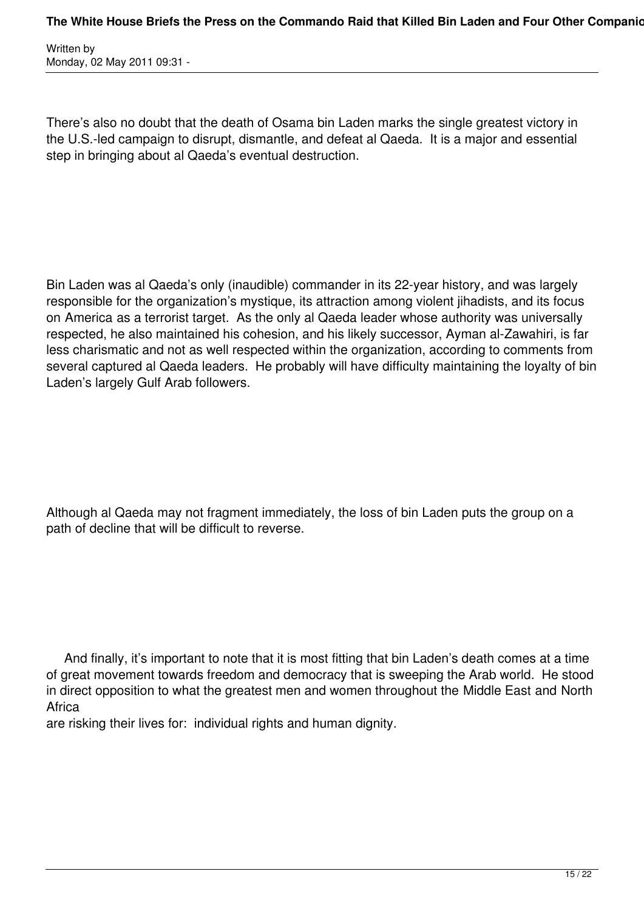There's also no doubt that the death of Osama bin Laden marks the single greatest victory in the U.S.-led campaign to disrupt, dismantle, and defeat al Qaeda. It is a major and essential step in bringing about al Qaeda's eventual destruction.

Bin Laden was al Qaeda's only (inaudible) commander in its 22-year history, and was largely responsible for the organization's mystique, its attraction among violent jihadists, and its focus on America as a terrorist target. As the only al Qaeda leader whose authority was universally respected, he also maintained his cohesion, and his likely successor, Ayman al-Zawahiri, is far less charismatic and not as well respected within the organization, according to comments from several captured al Qaeda leaders. He probably will have difficulty maintaining the loyalty of bin Laden's largely Gulf Arab followers.

Although al Qaeda may not fragment immediately, the loss of bin Laden puts the group on a path of decline that will be difficult to reverse.

And finally, it's important to note that it is most fitting that bin Laden's death comes at a time of great movement towards freedom and democracy that is sweeping the Arab world. He stood in direct opposition to what the greatest men and women throughout the Middle East and North Africa are risking their lives for: individual rights and human dignity.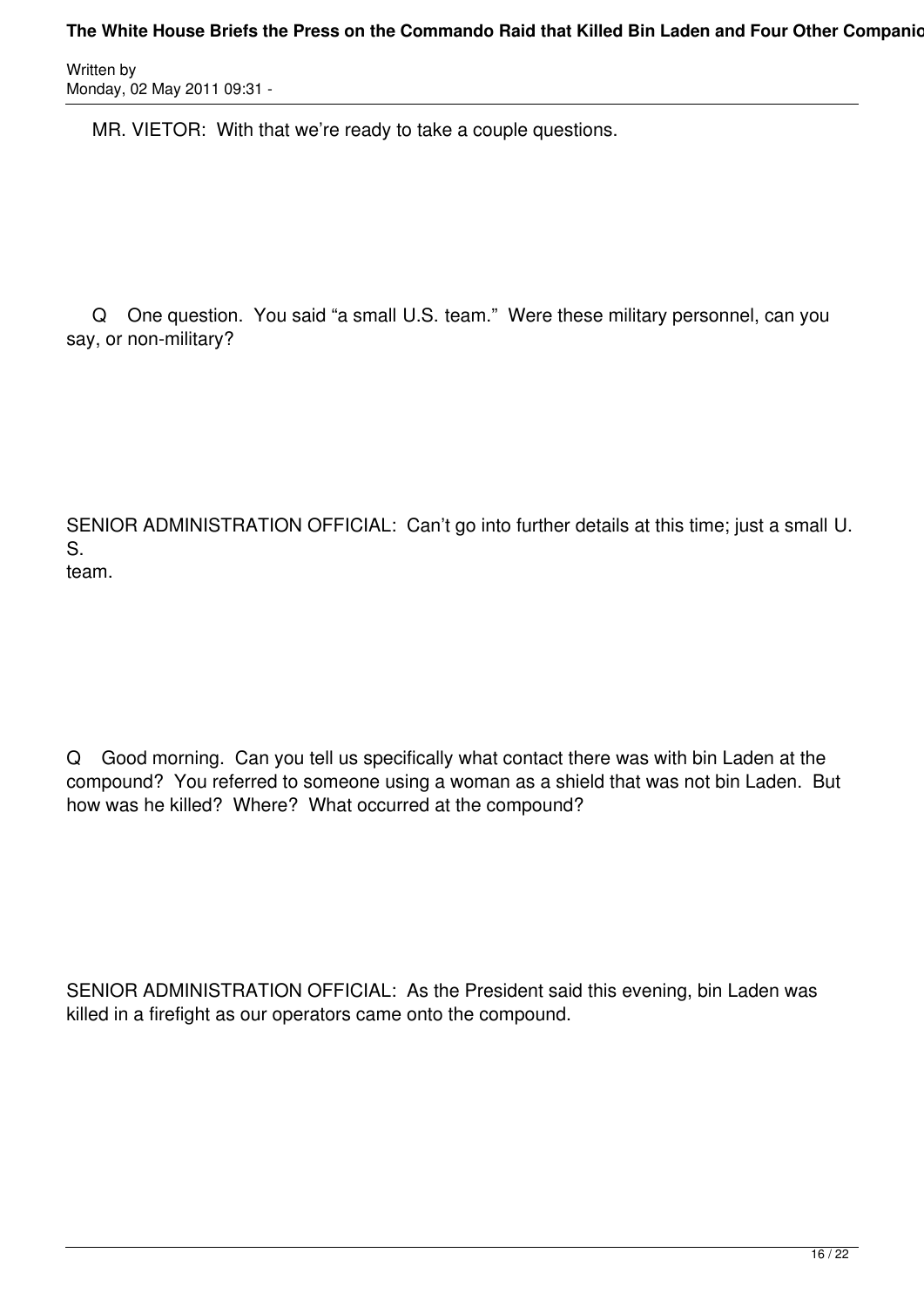MR. VIETOR:  With that we're ready to take a couple questions.

Q    One question.  You said "a small U.S. team."  Were these military personnel, can you say, or non-military?

SENIOR ADMINISTRATION OFFICIAL:  Can't go into further details at this time; just a small U.S. team.

Q    Good morning.  Can you tell us specifically what contact there was with bin Laden at the compound?  You referred to someone using a woman as a shield that was not bin Laden.  But how was he killed?  Where?  What occurred at the compound?

SENIOR ADMINISTRATION OFFICIAL:  As the President said this evening, bin Laden was killed in a firefight as our operators came onto the compound.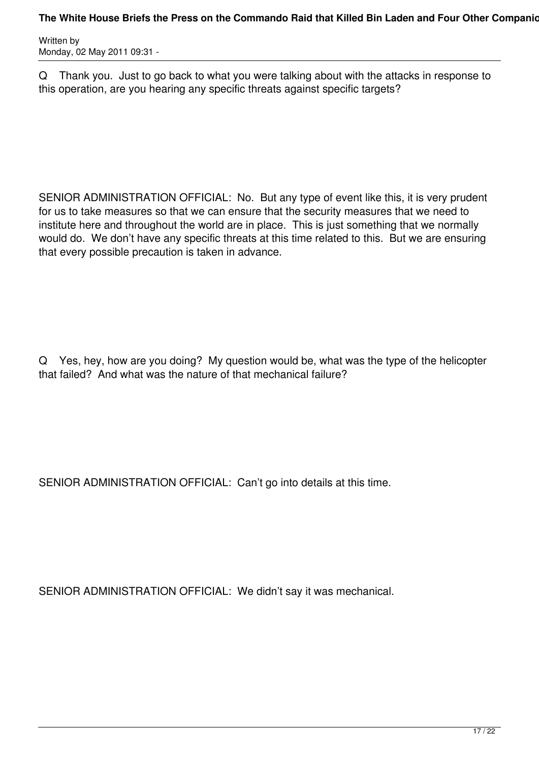Q Thank you. Just to go back to what you were talking about with the attacks in response to this operation, are you hearing any specific threats against specific targets?

SENIOR ADMINISTRATION OFFICIAL: No. But any type of event like this, it is very prudent for us to take measures so that we can ensure that the security measures that we need to institute here and throughout the world are in place. This is just something that we normally would do. We don't have any specific threats at this time related to this. But we are ensuring that every possible precaution is taken in advance.

Q Yes, hey, how are you doing? My question would be, what was the type of the helicopter that failed? And what was the nature of that mechanical failure?

SENIOR ADMINISTRATION OFFICIAL: Can't go into details at this time.

SENIOR ADMINISTRATION OFFICIAL: We didn't say it was mechanical.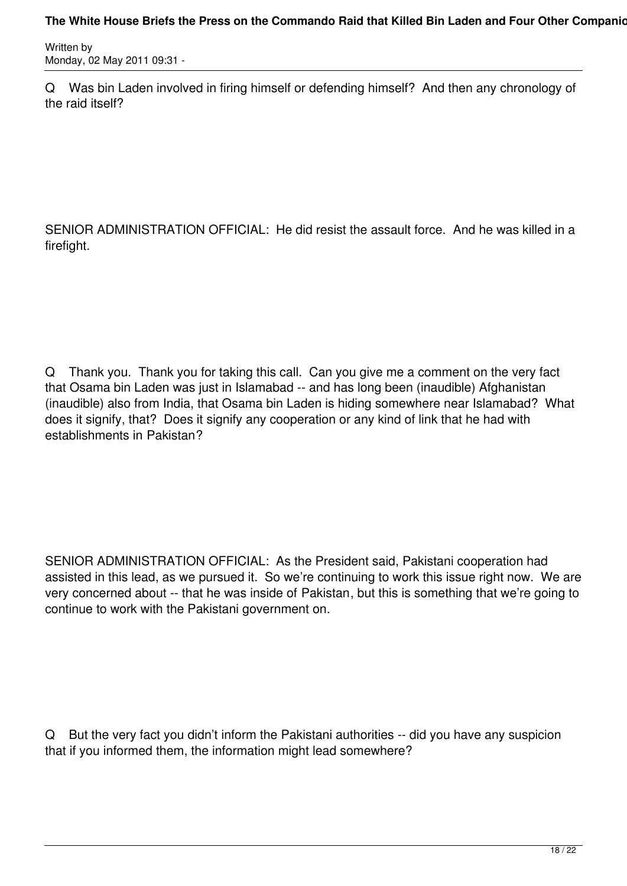Q Was bin Laden involved in firing himself or defending himself? And then any chronology of the raid itself?

SENIOR ADMINISTRATION OFFICIAL: He did resist the assault force. And he was killed in a firefight.

Q Thank you. Thank you for taking this call. Can you give me a comment on the very fact that Osama bin Laden was just in Islamabad -- and has long been (inaudible) Afghanistan (inaudible) also from India, that Osama bin Laden is hiding somewhere near Islamabad? What does it signify, that? Does it signify any cooperation or any kind of link that he had with establishments in Pakistan?

SENIOR ADMINISTRATION OFFICIAL: As the President said, Pakistani cooperation had assisted in this lead, as we pursued it. So we're continuing to work this issue right now. We are very concerned about -- that he was inside of Pakistan, but this is something that we're going to continue to work with the Pakistani government on.

Q But the very fact you didn't inform the Pakistani authorities -- did you have any suspicion that if you informed them, the information might lead somewhere?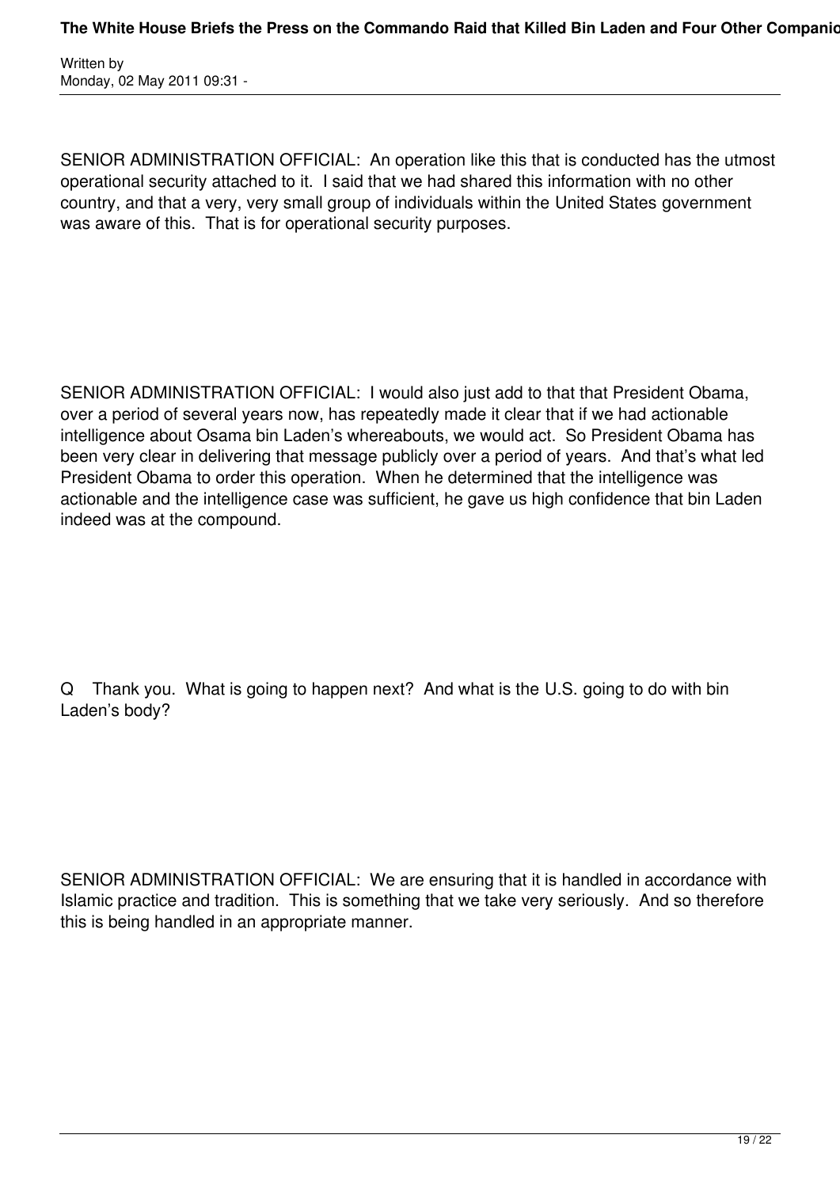SENIOR ADMINISTRATION OFFICIAL:  An operation like this that is conducted has the utmost operational security attached to it.  I said that we had shared this information with no other country, and that a very, very small group of individuals within the United States government was aware of this.  That is for operational security purposes.

SENIOR ADMINISTRATION OFFICIAL:  I would also just add to that that President Obama, over a period of several years now, has repeatedly made it clear that if we had actionable intelligence about Osama bin Laden's whereabouts, we would act.  So President Obama has been very clear in delivering that message publicly over a period of years.  And that's what led President Obama to order this operation.  When he determined that the intelligence was actionable and the intelligence case was sufficient, he gave us high confidence that bin Laden indeed was at the compound.

Q    Thank you.  What is going to happen next?  And what is the U.S. going to do with bin Laden's body?

SENIOR ADMINISTRATION OFFICIAL:  We are ensuring that it is handled in accordance with Islamic practice and tradition.  This is something that we take very seriously.  And so therefore this is being handled in an appropriate manner.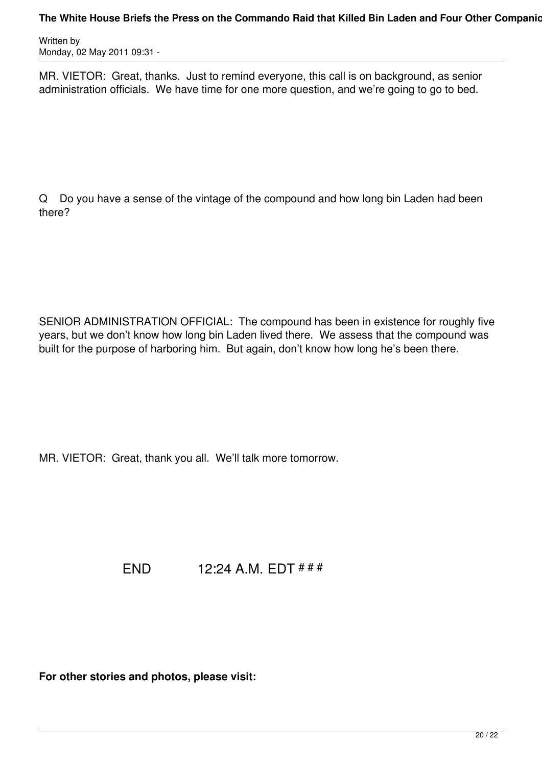MR. VIETOR:  Great, thanks.  Just to remind everyone, this call is on background, as senior administration officials.  We have time for one more question, and we're going to go to bed.

Q    Do you have a sense of the vintage of the compound and how long bin Laden had been there?

SENIOR ADMINISTRATION OFFICIAL:  The compound has been in existence for roughly five years, but we don't know how long bin Laden lived there.  We assess that the compound was built for the purpose of harboring him.  But again, don't know how long he's been there.

MR. VIETOR:  Great, thank you all.  We'll talk more tomorrow.

END            12:24 A.M. EDT # # #

**For other stories and photos, please visit:**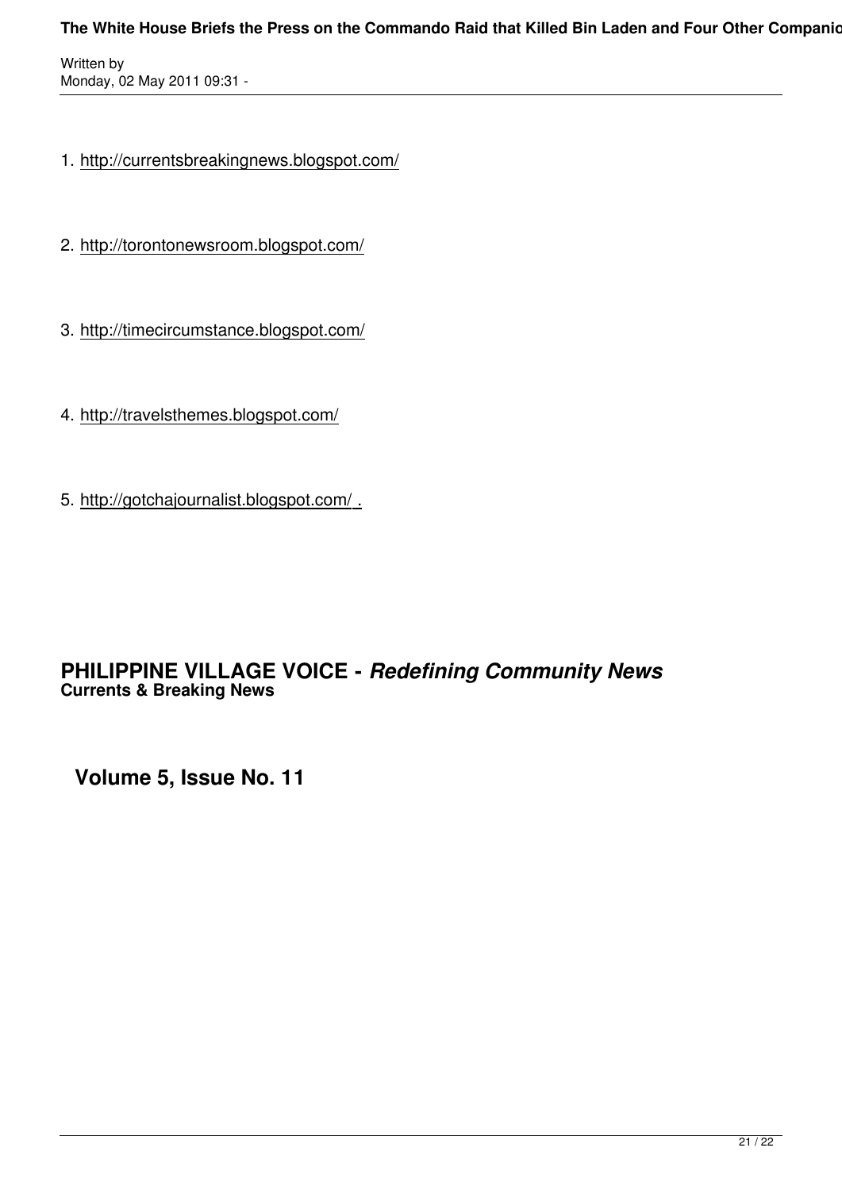1. http://currentsbreakingnews.blogspot.com/

2. http://torontonewsroom.blogspot.com/

3. http://timecircumstance.blogspot.com/

4. http://travelsthemes.blogspot.com/

5. http://gotchajournalist.blogspot.com/ .

## PHILIPPINE VILLAGE VOICE - *Redefining Community News*

**Currents & Breaking News**

**Volume 5, Issue No. 11**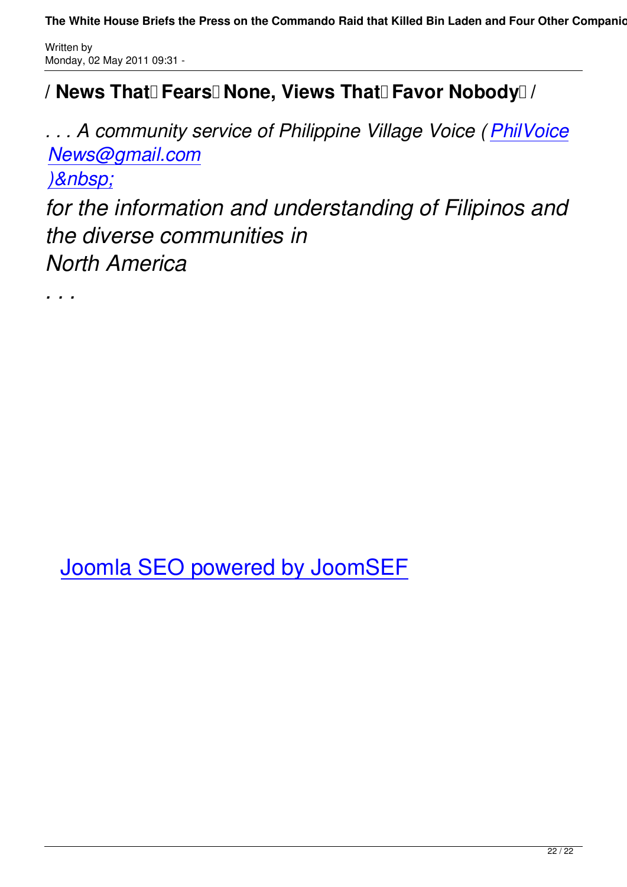**/ News That Fears None, Views That Favor Nobody /**

*. . . A community service of Philippine Village Voice ( PhilVoice News@gmail.com )&nbsp;*

*for the information and understanding of Filipinos and the diverse communities in North America*

*. . .*

Joomla SEO powered by JoomSEF